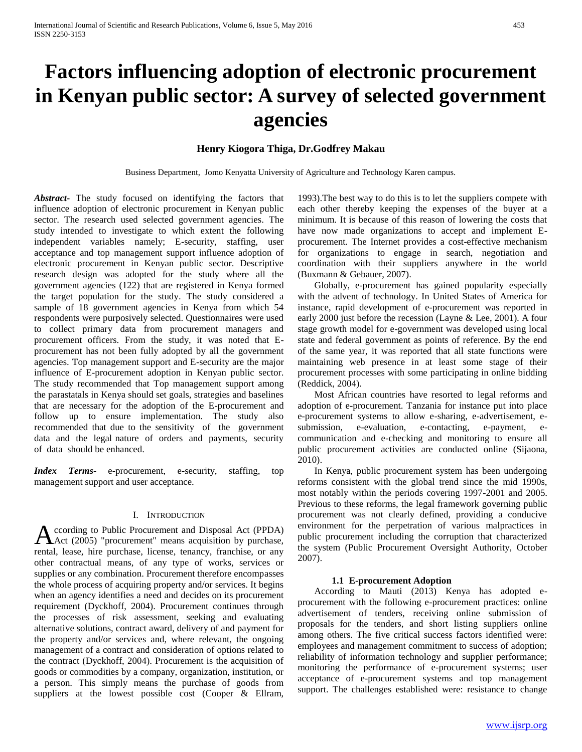# Factors influencing adoption of electronic procurement in Kenyan public sector: A survey of selected government agencies

**Henry Kiogora Thiga, Dr.Godfrey Makau**

Business Department, Jomo Kenyatta University of Agriculture and Technology Karen campus.

***Abstract-*** The study focused on identifying the factors that influence adoption of electronic procurement in Kenyan public sector. The research used selected government agencies. The study intended to investigate to which extent the following independent variables namely; E-security, staffing, user acceptance and top management support influence adoption of electronic procurement in Kenyan public sector. Descriptive research design was adopted for the study where all the government agencies (122) that are registered in Kenya formed the target population for the study. The study considered a sample of 18 government agencies in Kenya from which 54 respondents were purposively selected. Questionnaires were used to collect primary data from procurement managers and procurement officers. From the study, it was noted that E-procurement has not been fully adopted by all the government agencies. Top management support and E-security are the major influence of E-procurement adoption in Kenyan public sector. The study recommended that Top management support among the parastatals in Kenya should set goals, strategies and baselines that are necessary for the adoption of the E-procurement and follow up to ensure implementation. The study also recommended that due to the sensitivity of the government data and the legal nature of orders and payments, security of data should be enhanced.

***Index Terms-*** e-procurement, e-security, staffing, top management support and user acceptance.

## I. INTRODUCTION

According to Public Procurement and Disposal Act (PPDA) Act (2005) "procurement" means acquisition by purchase, rental, lease, hire purchase, license, tenancy, franchise, or any other contractual means, of any type of works, services or supplies or any combination. Procurement therefore encompasses the whole process of acquiring property and/or services. It begins when an agency identifies a need and decides on its procurement requirement (Dyckhoff, 2004). Procurement continues through the processes of risk assessment, seeking and evaluating alternative solutions, contract award, delivery of and payment for the property and/or services and, where relevant, the ongoing management of a contract and consideration of options related to the contract (Dyckhoff, 2004). Procurement is the acquisition of goods or commodities by a company, organization, institution, or a person. This simply means the purchase of goods from suppliers at the lowest possible cost (Cooper & Ellram, 1993).The best way to do this is to let the suppliers compete with each other thereby keeping the expenses of the buyer at a minimum. It is because of this reason of lowering the costs that have now made organizations to accept and implement E-procurement. The Internet provides a cost-effective mechanism for organizations to engage in search, negotiation and coordination with their suppliers anywhere in the world (Buxmann & Gebauer, 2007).

Globally, e-procurement has gained popularity especially with the advent of technology. In United States of America for instance, rapid development of e-procurement was reported in early 2000 just before the recession (Layne & Lee, 2001). A four stage growth model for e-government was developed using local state and federal government as points of reference. By the end of the same year, it was reported that all state functions were maintaining web presence in at least some stage of their procurement processes with some participating in online bidding (Reddick, 2004).

Most African countries have resorted to legal reforms and adoption of e-procurement. Tanzania for instance put into place e-procurement systems to allow e-sharing, e-advertisement, e-submission, e-evaluation, e-contacting, e-payment, e-communication and e-checking and monitoring to ensure all public procurement activities are conducted online (Sijaona, 2010).

In Kenya, public procurement system has been undergoing reforms consistent with the global trend since the mid 1990s, most notably within the periods covering 1997-2001 and 2005. Previous to these reforms, the legal framework governing public procurement was not clearly defined, providing a conducive environment for the perpetration of various malpractices in public procurement including the corruption that characterized the system (Public Procurement Oversight Authority, October 2007).

### 1.1 E-procurement Adoption

According to Mauti (2013) Kenya has adopted e-procurement with the following e-procurement practices: online advertisement of tenders, receiving online submission of proposals for the tenders, and short listing suppliers online among others. The five critical success factors identified were: employees and management commitment to success of adoption; reliability of information technology and supplier performance; monitoring the performance of e-procurement systems; user acceptance of e-procurement systems and top management support. The challenges established were: resistance to change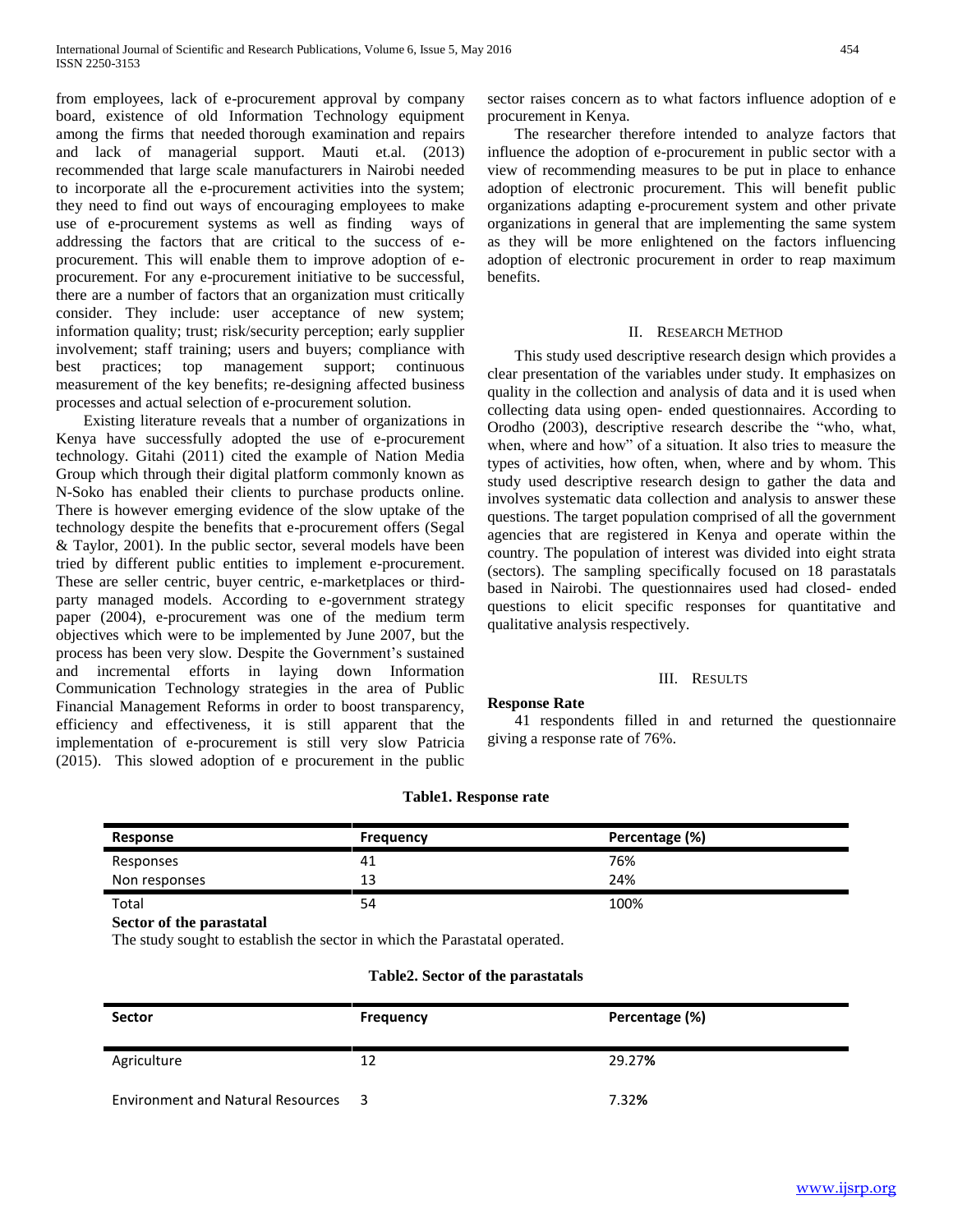from employees, lack of e-procurement approval by company board, existence of old Information Technology equipment among the firms that needed thorough examination and repairs and lack of managerial support. Mauti et.al. (2013) recommended that large scale manufacturers in Nairobi needed to incorporate all the e-procurement activities into the system; they need to find out ways of encouraging employees to make use of e-procurement systems as well as finding ways of addressing the factors that are critical to the success of e-procurement. This will enable them to improve adoption of e-procurement. For any e-procurement initiative to be successful, there are a number of factors that an organization must critically consider. They include: user acceptance of new system; information quality; trust; risk/security perception; early supplier involvement; staff training; users and buyers; compliance with best practices; top management support; continuous measurement of the key benefits; re-designing affected business processes and actual selection of e-procurement solution.

Existing literature reveals that a number of organizations in Kenya have successfully adopted the use of e-procurement technology. Gitahi (2011) cited the example of Nation Media Group which through their digital platform commonly known as N-Soko has enabled their clients to purchase products online. There is however emerging evidence of the slow uptake of the technology despite the benefits that e-procurement offers (Segal & Taylor, 2001). In the public sector, several models have been tried by different public entities to implement e-procurement. These are seller centric, buyer centric, e-marketplaces or third-party managed models. According to e-government strategy paper (2004), e-procurement was one of the medium term objectives which were to be implemented by June 2007, but the process has been very slow. Despite the Government's sustained and incremental efforts in laying down Information Communication Technology strategies in the area of Public Financial Management Reforms in order to boost transparency, efficiency and effectiveness, it is still apparent that the implementation of e-procurement is still very slow Patricia (2015). This slowed adoption of e procurement in the public sector raises concern as to what factors influence adoption of e procurement in Kenya.

The researcher therefore intended to analyze factors that influence the adoption of e-procurement in public sector with a view of recommending measures to be put in place to enhance adoption of electronic procurement. This will benefit public organizations adapting e-procurement system and other private organizations in general that are implementing the same system as they will be more enlightened on the factors influencing adoption of electronic procurement in order to reap maximum benefits.

## II. Research Method

This study used descriptive research design which provides a clear presentation of the variables under study. It emphasizes on quality in the collection and analysis of data and it is used when collecting data using open- ended questionnaires. According to Orodho (2003), descriptive research describe the "who, what, when, where and how" of a situation. It also tries to measure the types of activities, how often, when, where and by whom. This study used descriptive research design to gather the data and involves systematic data collection and analysis to answer these questions. The target population comprised of all the government agencies that are registered in Kenya and operate within the country. The population of interest was divided into eight strata (sectors). The sampling specifically focused on 18 parastatals based in Nairobi. The questionnaires used had closed- ended questions to elicit specific responses for quantitative and qualitative analysis respectively.

## III. Results

**Response Rate**

41 respondents filled in and returned the questionnaire giving a response rate of 76%.

**Table1. Response rate**

| Response | Frequency | Percentage (%) |
|---|---|---|
| Responses | 41 | 76% |
| Non responses | 13 | 24% |
| Total | 54 | 100% |

**Sector of the parastatal**

The study sought to establish the sector in which the Parastatal operated.

**Table2. Sector of the parastatals**

| Sector | Frequency | Percentage (%) |
|---|---|---|
| Agriculture | 12 | 29.27% |
| Environment and Natural Resources | 3 | 7.32% |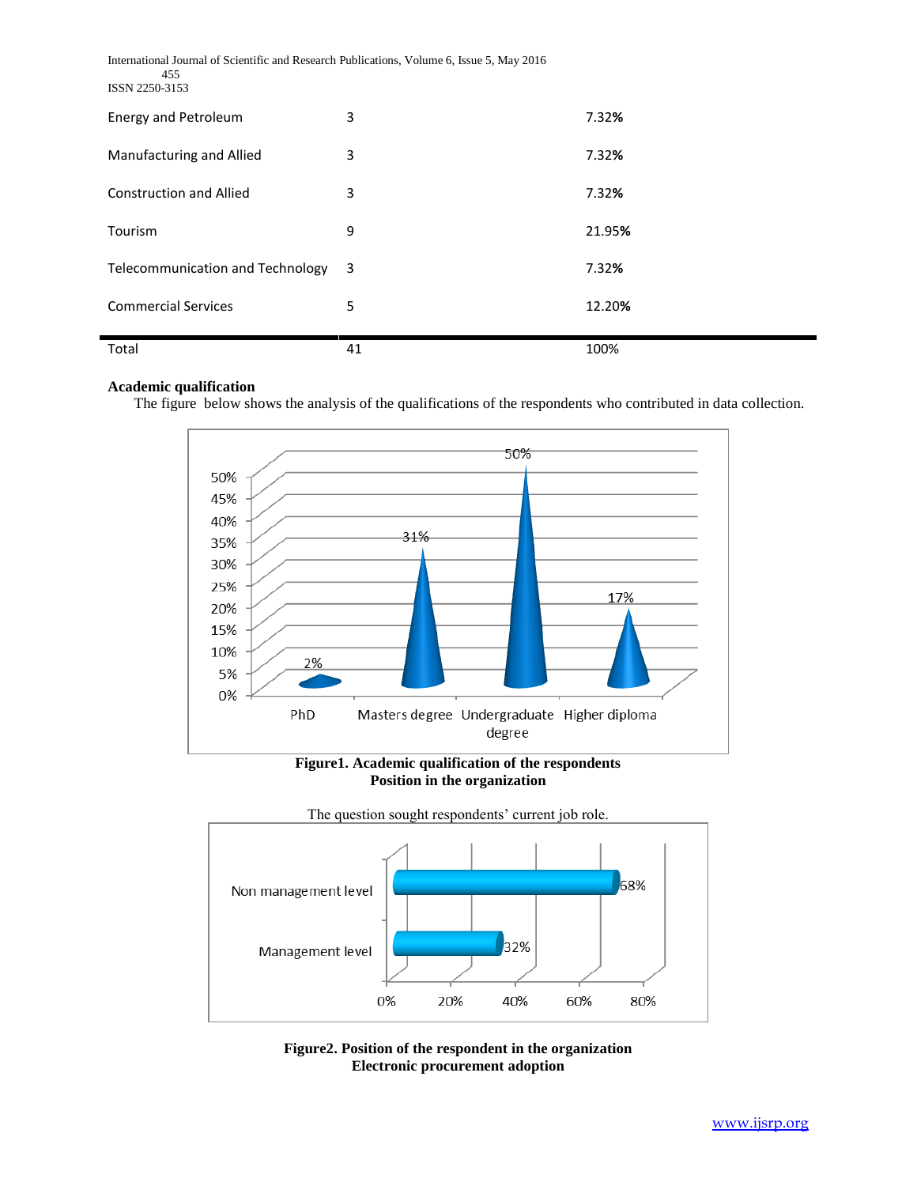| | | |
|---|---|---|
| Energy and Petroleum | 3 | 7.32% |
| Manufacturing and Allied | 3 | 7.32% |
| Construction and Allied | 3 | 7.32% |
| Tourism | 9 | 21.95% |
| Telecommunication and Technology | 3 | 7.32% |
| Commercial Services | 5 | 12.20% |
| Total | 41 | 100% |

**Academic qualification**

The figure below shows the analysis of the qualifications of the respondents who contributed in data collection.

**Figure1. Academic qualification of the respondents**

**Position in the organization**

The question sought respondents' current job role.

**Figure2. Position of the respondent in the organization**

**Electronic procurement adoption**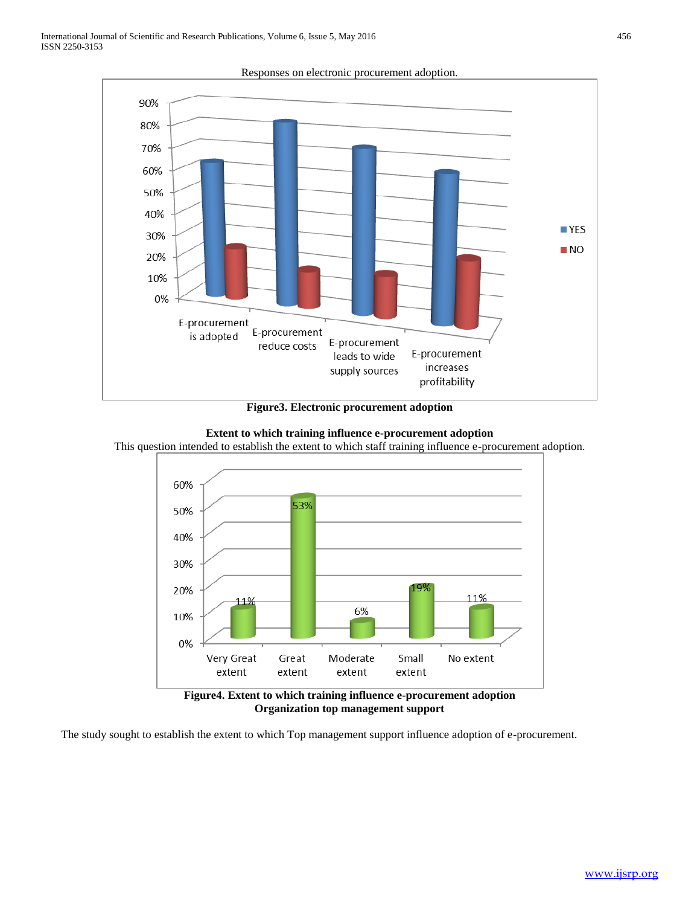Responses on electronic procurement adoption.

**Figure3. Electronic procurement adoption**

**Extent to which training influence e-procurement adoption**

This question intended to establish the extent to which staff training influence e-procurement adoption.

**Figure4. Extent to which training influence e-procurement adoption**

**Organization top management support**

The study sought to establish the extent to which Top management support influence adoption of e-procurement.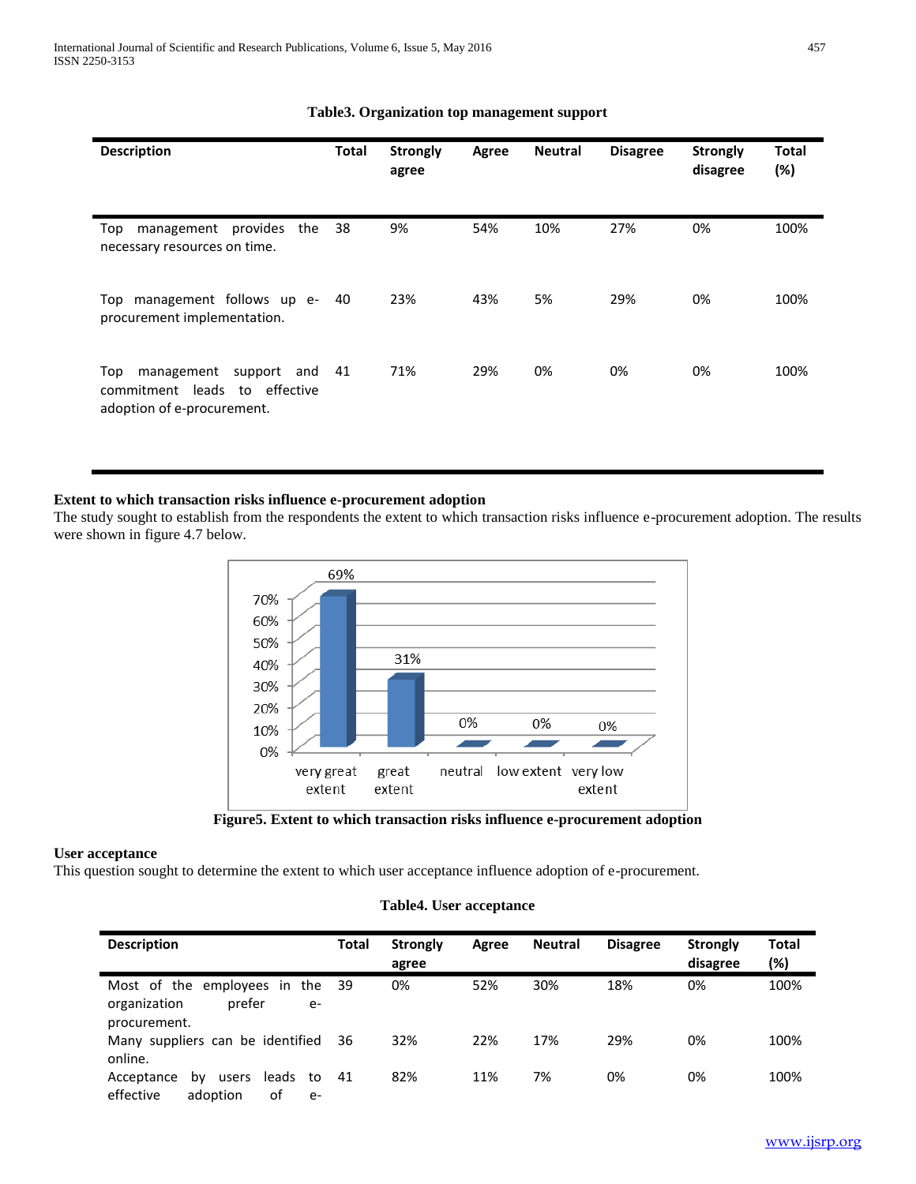**Table3. Organization top management support**

| Description | Total | Strongly agree | Agree | Neutral | Disagree | Strongly disagree | Total (%) |
|---|---|---|---|---|---|---|---|
| Top management provides the necessary resources on time. | 38 | 9% | 54% | 10% | 27% | 0% | 100% |
| Top management follows up e-procurement implementation. | 40 | 23% | 43% | 5% | 29% | 0% | 100% |
| Top management support and commitment leads to effective adoption of e-procurement. | 41 | 71% | 29% | 0% | 0% | 0% | 100% |

### Extent to which transaction risks influence e-procurement adoption

The study sought to establish from the respondents the extent to which transaction risks influence e-procurement adoption. The results were shown in figure 4.7 below.

**Figure5. Extent to which transaction risks influence e-procurement adoption**

### User acceptance

This question sought to determine the extent to which user acceptance influence adoption of e-procurement.

**Table4. User acceptance**

| Description | Total | Strongly agree | Agree | Neutral | Disagree | Strongly disagree | Total (%) |
|---|---|---|---|---|---|---|---|
| Most of the employees in the organization prefer e-procurement. | 39 | 0% | 52% | 30% | 18% | 0% | 100% |
| Many suppliers can be identified online. | 36 | 32% | 22% | 17% | 29% | 0% | 100% |
| Acceptance by users leads to effective adoption of e- | 41 | 82% | 11% | 7% | 0% | 0% | 100% |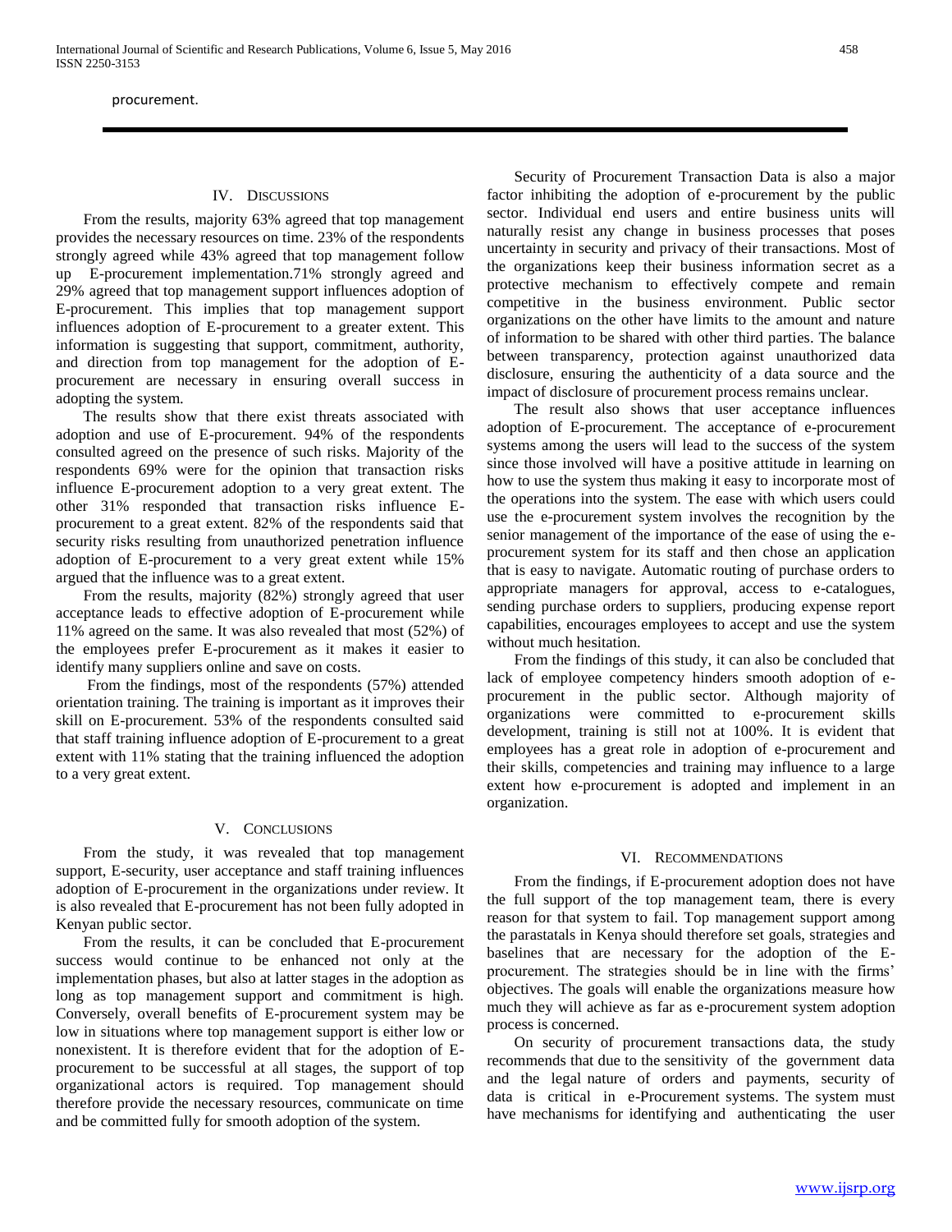procurement.

## IV. Discussions

From the results, majority 63% agreed that top management provides the necessary resources on time. 23% of the respondents strongly agreed while 43% agreed that top management follow up E-procurement implementation.71% strongly agreed and 29% agreed that top management support influences adoption of E-procurement. This implies that top management support influences adoption of E-procurement to a greater extent. This information is suggesting that support, commitment, authority, and direction from top management for the adoption of E-procurement are necessary in ensuring overall success in adopting the system.

The results show that there exist threats associated with adoption and use of E-procurement. 94% of the respondents consulted agreed on the presence of such risks. Majority of the respondents 69% were for the opinion that transaction risks influence E-procurement adoption to a very great extent. The other 31% responded that transaction risks influence E-procurement to a great extent. 82% of the respondents said that security risks resulting from unauthorized penetration influence adoption of E-procurement to a very great extent while 15% argued that the influence was to a great extent.

From the results, majority (82%) strongly agreed that user acceptance leads to effective adoption of E-procurement while 11% agreed on the same. It was also revealed that most (52%) of the employees prefer E-procurement as it makes it easier to identify many suppliers online and save on costs.

From the findings, most of the respondents (57%) attended orientation training. The training is important as it improves their skill on E-procurement. 53% of the respondents consulted said that staff training influence adoption of E-procurement to a great extent with 11% stating that the training influenced the adoption to a very great extent.

## V. Conclusions

From the study, it was revealed that top management support, E-security, user acceptance and staff training influences adoption of E-procurement in the organizations under review. It is also revealed that E-procurement has not been fully adopted in Kenyan public sector.

From the results, it can be concluded that E-procurement success would continue to be enhanced not only at the implementation phases, but also at latter stages in the adoption as long as top management support and commitment is high. Conversely, overall benefits of E-procurement system may be low in situations where top management support is either low or nonexistent. It is therefore evident that for the adoption of E-procurement to be successful at all stages, the support of top organizational actors is required. Top management should therefore provide the necessary resources, communicate on time and be committed fully for smooth adoption of the system.

Security of Procurement Transaction Data is also a major factor inhibiting the adoption of e-procurement by the public sector. Individual end users and entire business units will naturally resist any change in business processes that poses uncertainty in security and privacy of their transactions. Most of the organizations keep their business information secret as a protective mechanism to effectively compete and remain competitive in the business environment. Public sector organizations on the other have limits to the amount and nature of information to be shared with other third parties. The balance between transparency, protection against unauthorized data disclosure, ensuring the authenticity of a data source and the impact of disclosure of procurement process remains unclear.

The result also shows that user acceptance influences adoption of E-procurement. The acceptance of e-procurement systems among the users will lead to the success of the system since those involved will have a positive attitude in learning on how to use the system thus making it easy to incorporate most of the operations into the system. The ease with which users could use the e-procurement system involves the recognition by the senior management of the importance of the ease of using the e-procurement system for its staff and then chose an application that is easy to navigate. Automatic routing of purchase orders to appropriate managers for approval, access to e-catalogues, sending purchase orders to suppliers, producing expense report capabilities, encourages employees to accept and use the system without much hesitation.

From the findings of this study, it can also be concluded that lack of employee competency hinders smooth adoption of e-procurement in the public sector. Although majority of organizations were committed to e-procurement skills development, training is still not at 100%. It is evident that employees has a great role in adoption of e-procurement and their skills, competencies and training may influence to a large extent how e-procurement is adopted and implement in an organization.

## VI. Recommendations

From the findings, if E-procurement adoption does not have the full support of the top management team, there is every reason for that system to fail. Top management support among the parastatals in Kenya should therefore set goals, strategies and baselines that are necessary for the adoption of the E-procurement. The strategies should be in line with the firms' objectives. The goals will enable the organizations measure how much they will achieve as far as e-procurement system adoption process is concerned.

On security of procurement transactions data, the study recommends that due to the sensitivity of the government data and the legal nature of orders and payments, security of data is critical in e-Procurement systems. The system must have mechanisms for identifying and authenticating the user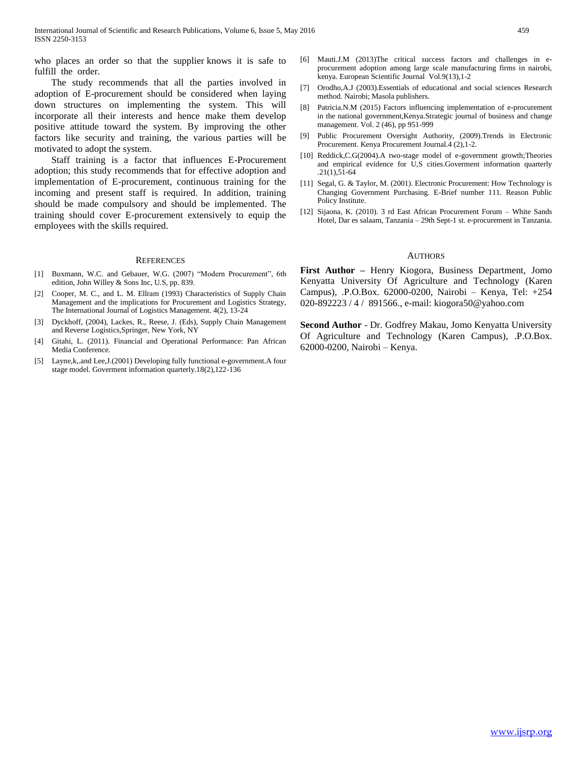who places an order so that the supplier knows it is safe to fulfill the order.

The study recommends that all the parties involved in adoption of E-procurement should be considered when laying down structures on implementing the system. This will incorporate all their interests and hence make them develop positive attitude toward the system. By improving the other factors like security and training, the various parties will be motivated to adopt the system.

Staff training is a factor that influences E-Procurement adoption; this study recommends that for effective adoption and implementation of E-procurement, continuous training for the incoming and present staff is required. In addition, training should be made compulsory and should be implemented. The training should cover E-procurement extensively to equip the employees with the skills required.

## References

[1] Buxmann, W.C. and Gebauer, W.G. (2007) "Modern Procurement", 6th edition, John Willey & Sons Inc, U.S, pp. 839.

[2] Cooper, M. C., and L. M. Ellram (1993) Characteristics of Supply Chain Management and the implications for Procurement and Logistics Strategy, The International Journal of Logistics Management. 4(2), 13-24

[3] Dyckhoff, (2004), Lackes, R., Reese, J. (Eds), Supply Chain Management and Reverse Logistics,Springer, New York, NY

[4] Gitahi, L. (2011). Financial and Operational Performance: Pan African Media Conference.

[5] Layne,k,.and Lee,J.(2001) Developing fully functional e-government.A four stage model. Goverment information quarterly.18(2),122-136

[6] Mauti.J.M (2013)The critical success factors and challenges in e-procurement adoption among large scale manufacturing firms in nairobi, kenya. European Scientific Journal Vol.9(13),1-2

[7] Orodho,A.J (2003).Essentials of educational and social sciences Research method. Nairobi; Masola publishers.

[8] Patricia.N.M (2015) Factors influencing implementation of e-procurement in the national government,Kenya.Strategic journal of business and change management. Vol. 2 (46), pp 951-999

[9] Public Procurement Oversight Authority, (2009).Trends in Electronic Procurement. Kenya Procurement Journal.4 (2),1-2.

[10] Reddick,C.G(2004).A two-stage model of e-government growth;Theories and empirical evidence for U,S cities.Goverment information quarterly .21(1),51-64

[11] Segal, G. & Taylor, M. (2001). Electronic Procurement: How Technology is Changing Government Purchasing. E-Brief number 111. Reason Public Policy Institute.

[12] Sijaona, K. (2010). 3 rd East African Procurement Forum – White Sands Hotel, Dar es salaam, Tanzania – 29th Sept-1 st. e-procurement in Tanzania.

## Authors

**First Author –** Henry Kiogora, Business Department, Jomo Kenyatta University Of Agriculture and Technology (Karen Campus), .P.O.Box. 62000-0200, Nairobi – Kenya, Tel: +254 020-892223 / 4 / 891566., e-mail: kiogora50@yahoo.com

**Second Author** - Dr. Godfrey Makau, Jomo Kenyatta University Of Agriculture and Technology (Karen Campus), .P.O.Box. 62000-0200, Nairobi – Kenya.